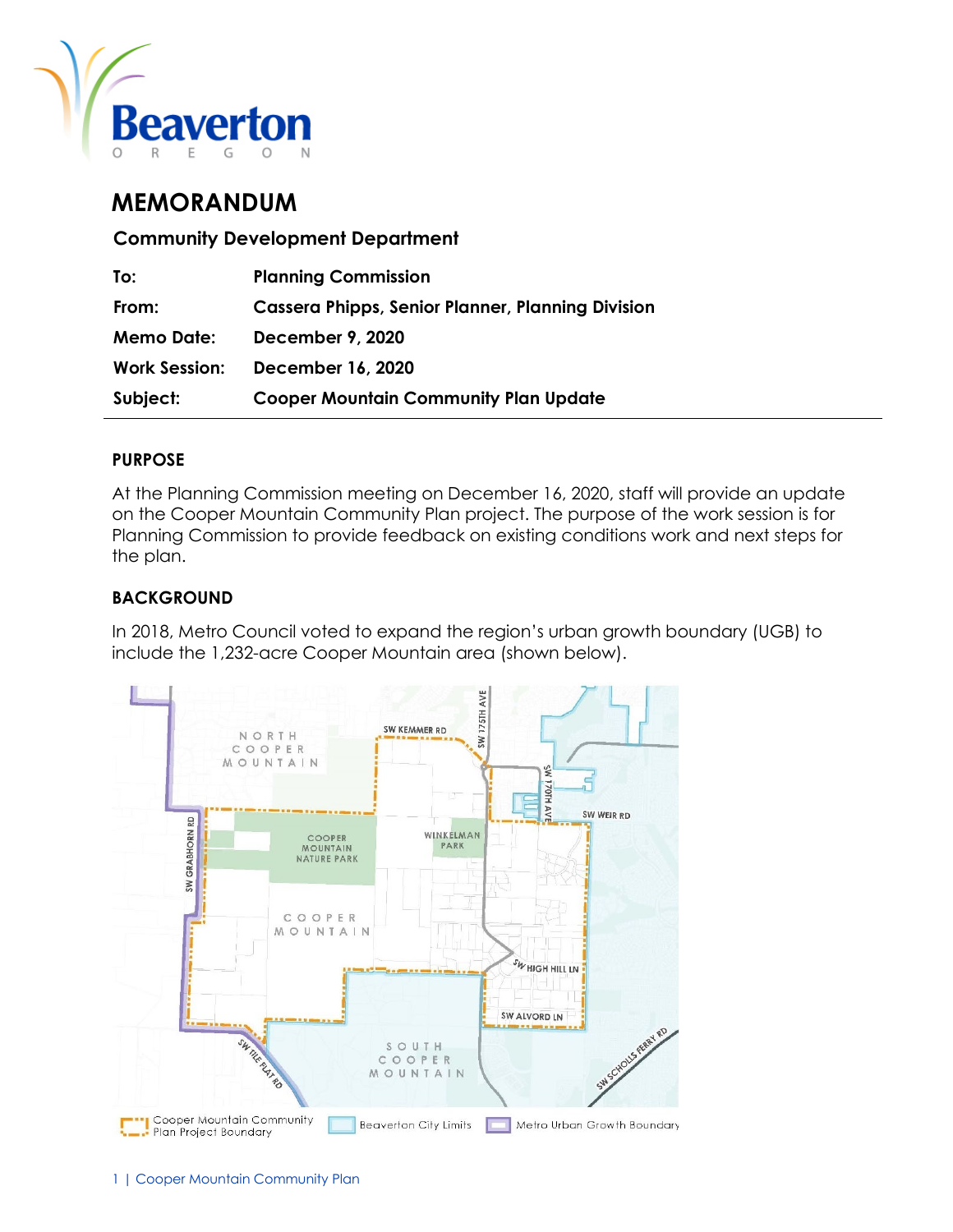# MEMORANDUM

**Community Development Department**

| | |
|---|---|
| **To:** | **Planning Commission** |
| **From:** | **Cassera Phipps, Senior Planner, Planning Division** |
| **Memo Date:** | **December 9, 2020** |
| **Work Session:** | **December 16, 2020** |
| **Subject:** | **Cooper Mountain Community Plan Update** |

## PURPOSE

At the Planning Commission meeting on December 16, 2020, staff will provide an update on the Cooper Mountain Community Plan project. The purpose of the work session is for Planning Commission to provide feedback on existing conditions work and next steps for the plan.

## BACKGROUND

In 2018, Metro Council voted to expand the region's urban growth boundary (UGB) to include the 1,232-acre Cooper Mountain area (shown below).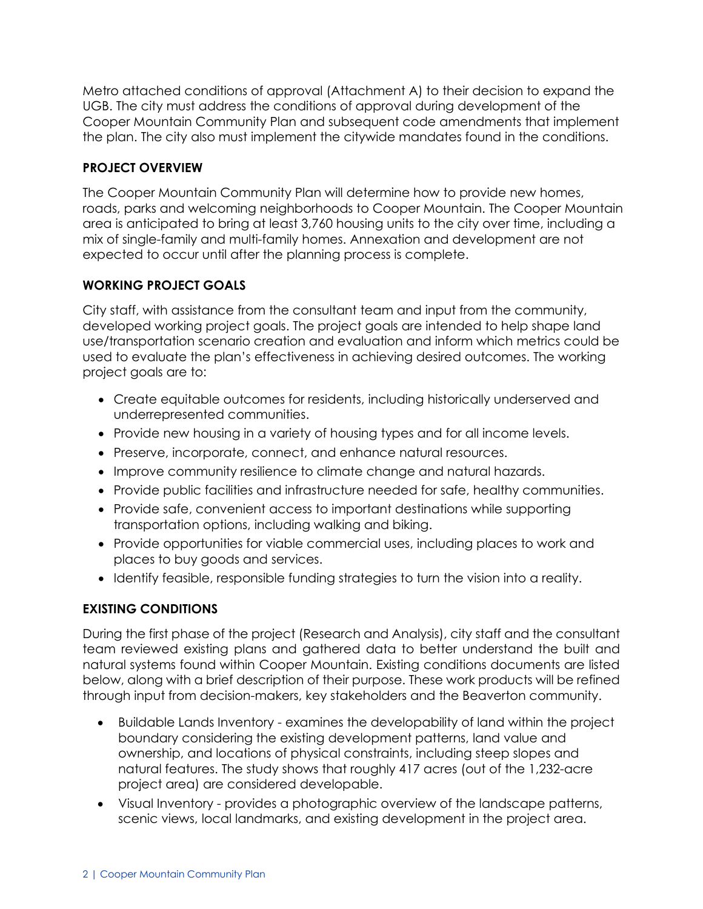Metro attached conditions of approval (Attachment A) to their decision to expand the UGB. The city must address the conditions of approval during development of the Cooper Mountain Community Plan and subsequent code amendments that implement the plan. The city also must implement the citywide mandates found in the conditions.

## PROJECT OVERVIEW

The Cooper Mountain Community Plan will determine how to provide new homes, roads, parks and welcoming neighborhoods to Cooper Mountain. The Cooper Mountain area is anticipated to bring at least 3,760 housing units to the city over time, including a mix of single-family and multi-family homes. Annexation and development are not expected to occur until after the planning process is complete.

## WORKING PROJECT GOALS

City staff, with assistance from the consultant team and input from the community, developed working project goals. The project goals are intended to help shape land use/transportation scenario creation and evaluation and inform which metrics could be used to evaluate the plan's effectiveness in achieving desired outcomes. The working project goals are to:

- Create equitable outcomes for residents, including historically underserved and underrepresented communities.
- Provide new housing in a variety of housing types and for all income levels.
- Preserve, incorporate, connect, and enhance natural resources.
- Improve community resilience to climate change and natural hazards.
- Provide public facilities and infrastructure needed for safe, healthy communities.
- Provide safe, convenient access to important destinations while supporting transportation options, including walking and biking.
- Provide opportunities for viable commercial uses, including places to work and places to buy goods and services.
- Identify feasible, responsible funding strategies to turn the vision into a reality.

## EXISTING CONDITIONS

During the first phase of the project (Research and Analysis), city staff and the consultant team reviewed existing plans and gathered data to better understand the built and natural systems found within Cooper Mountain. Existing conditions documents are listed below, along with a brief description of their purpose. These work products will be refined through input from decision-makers, key stakeholders and the Beaverton community.

- Buildable Lands Inventory - examines the developability of land within the project boundary considering the existing development patterns, land value and ownership, and locations of physical constraints, including steep slopes and natural features. The study shows that roughly 417 acres (out of the 1,232-acre project area) are considered developable.
- Visual Inventory - provides a photographic overview of the landscape patterns, scenic views, local landmarks, and existing development in the project area.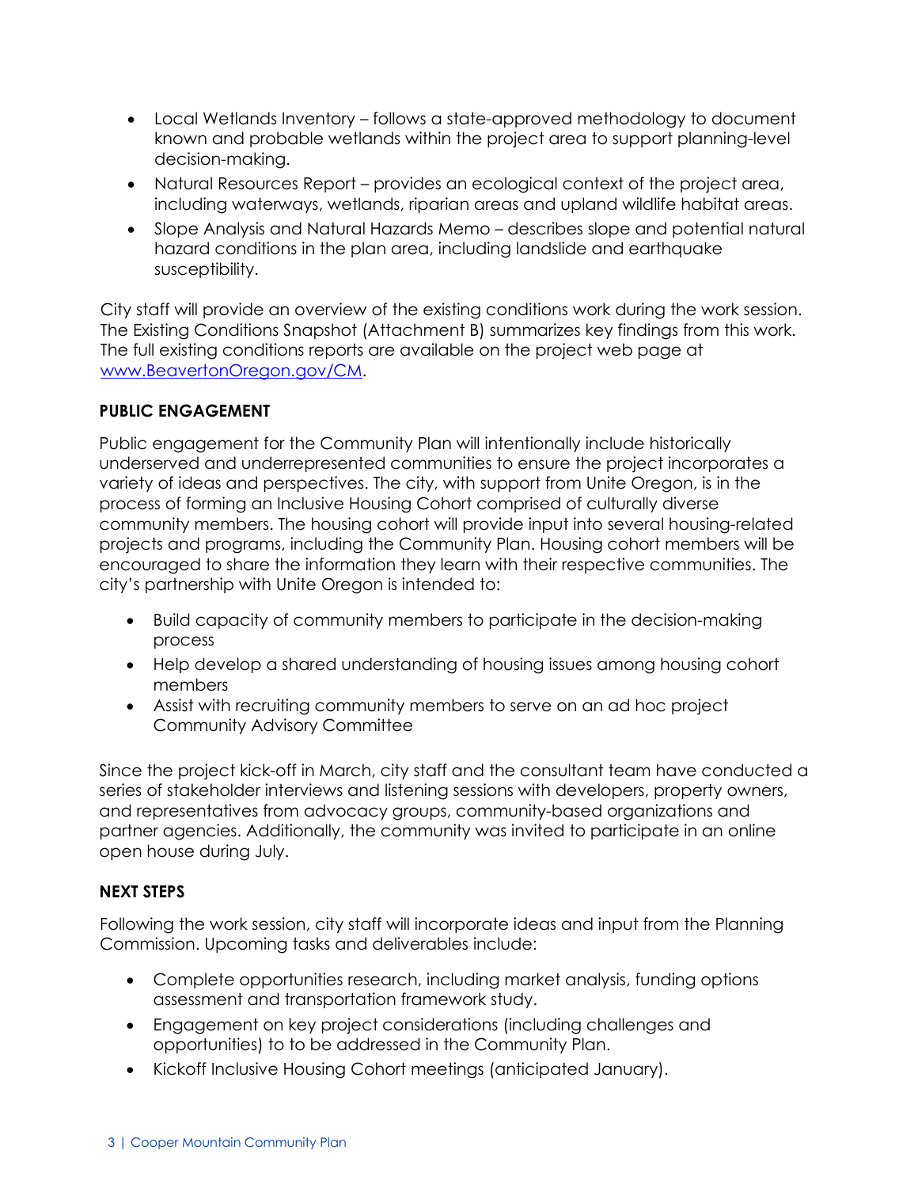- Local Wetlands Inventory – follows a state-approved methodology to document known and probable wetlands within the project area to support planning-level decision-making.
- Natural Resources Report – provides an ecological context of the project area, including waterways, wetlands, riparian areas and upland wildlife habitat areas.
- Slope Analysis and Natural Hazards Memo – describes slope and potential natural hazard conditions in the plan area, including landslide and earthquake susceptibility.

City staff will provide an overview of the existing conditions work during the work session. The Existing Conditions Snapshot (Attachment B) summarizes key findings from this work. The full existing conditions reports are available on the project web page at [www.BeavertonOregon.gov/CM](www.BeavertonOregon.gov/CM).

**PUBLIC ENGAGEMENT**

Public engagement for the Community Plan will intentionally include historically underserved and underrepresented communities to ensure the project incorporates a variety of ideas and perspectives. The city, with support from Unite Oregon, is in the process of forming an Inclusive Housing Cohort comprised of culturally diverse community members. The housing cohort will provide input into several housing-related projects and programs, including the Community Plan. Housing cohort members will be encouraged to share the information they learn with their respective communities. The city's partnership with Unite Oregon is intended to:

- Build capacity of community members to participate in the decision-making process
- Help develop a shared understanding of housing issues among housing cohort members
- Assist with recruiting community members to serve on an ad hoc project Community Advisory Committee

Since the project kick-off in March, city staff and the consultant team have conducted a series of stakeholder interviews and listening sessions with developers, property owners, and representatives from advocacy groups, community-based organizations and partner agencies. Additionally, the community was invited to participate in an online open house during July.

**NEXT STEPS**

Following the work session, city staff will incorporate ideas and input from the Planning Commission. Upcoming tasks and deliverables include:

- Complete opportunities research, including market analysis, funding options assessment and transportation framework study.
- Engagement on key project considerations (including challenges and opportunities) to to be addressed in the Community Plan.
- Kickoff Inclusive Housing Cohort meetings (anticipated January).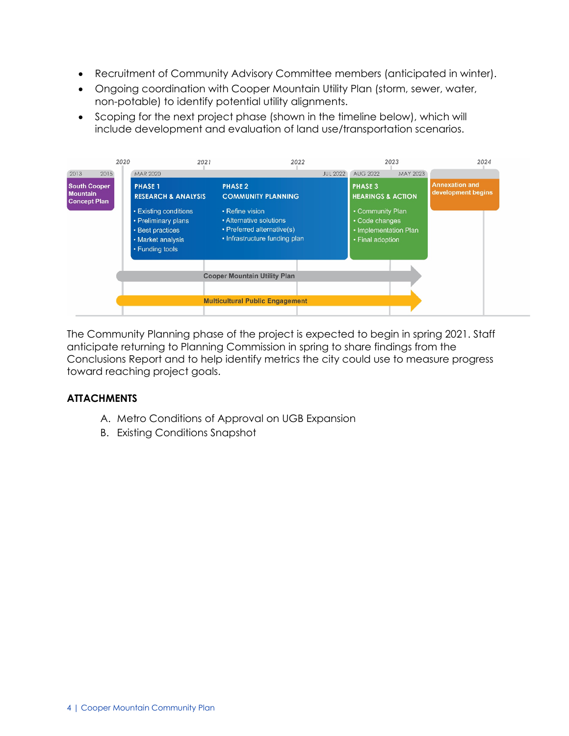- Recruitment of Community Advisory Committee members (anticipated in winter).
- Ongoing coordination with Cooper Mountain Utility Plan (storm, sewer, water, non-potable) to identify potential utility alignments.
- Scoping for the next project phase (shown in the timeline below), which will include development and evaluation of land use/transportation scenarios.

2020
2021
2022
2023
2024

2013 2015
South Cooper Mountain Concept Plan

MAR 2020 JUL 2022
PHASE 1
RESEARCH & ANALYSIS
- Existing conditions
- Preliminary plans
- Best practices
- Market analysis
- Funding tools

PHASE 2
COMMUNITY PLANNING
- Refine vision
- Alternative solutions
- Preferred alternative(s)
- Infrastructure funding plan

AUG 2022 MAY 2023
PHASE 3
HEARINGS & ACTION
- Community Plan
- Code changes
- Implementation Plan
- Final adoption

Annexation and development begins

Cooper Mountain Utility Plan

Multicultural Public Engagement

The Community Planning phase of the project is expected to begin in spring 2021. Staff anticipate returning to Planning Commission in spring to share findings from the Conclusions Report and to help identify metrics the city could use to measure progress toward reaching project goals.

**ATTACHMENTS**

A. Metro Conditions of Approval on UGB Expansion
B. Existing Conditions Snapshot